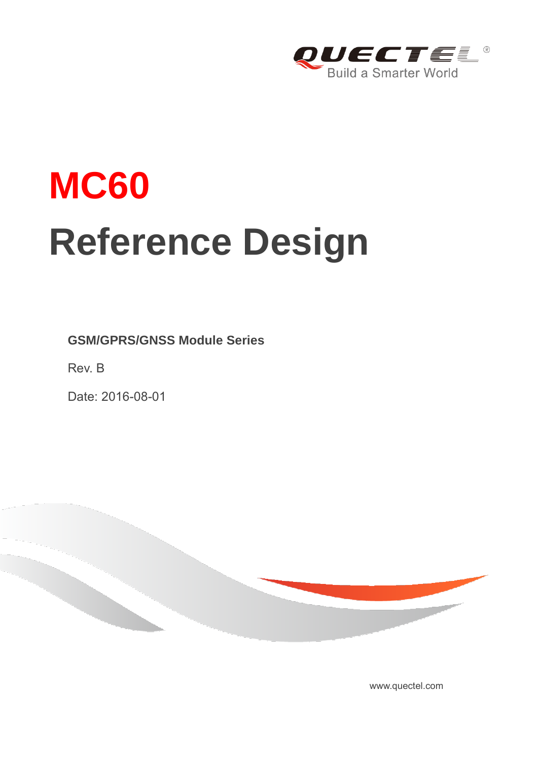# MC60

# Reference Design

**GSM/GPRS/GNSS Module Series**

Rev. B

Date: 2016-08-01

www.quectel.com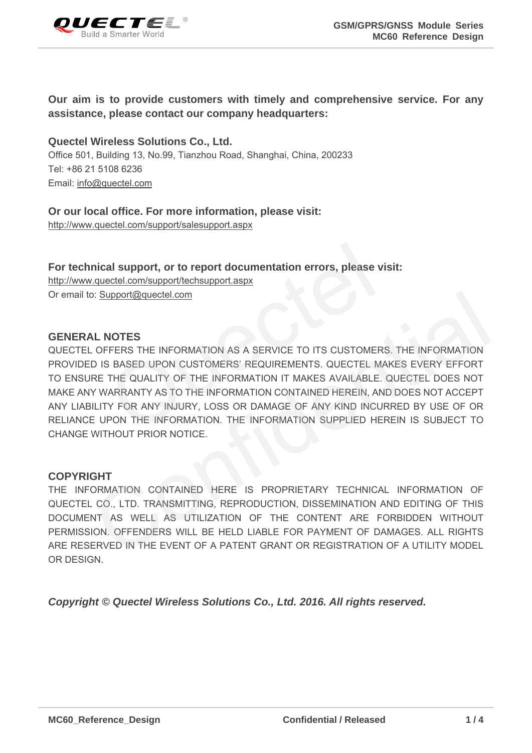**Our aim is to provide customers with timely and comprehensive service. For any assistance, please contact our company headquarters:**

**Quectel Wireless Solutions Co., Ltd.**

Office 501, Building 13, No.99, Tianzhou Road, Shanghai, China, 200233

Tel: +86 21 5108 6236

Email: info@quectel.com

**Or our local office. For more information, please visit:**

http://www.quectel.com/support/salesupport.aspx

**For technical support, or to report documentation errors, please visit:**

http://www.quectel.com/support/techsupport.aspx

Or email to: Support@quectel.com

## GENERAL NOTES

QUECTEL OFFERS THE INFORMATION AS A SERVICE TO ITS CUSTOMERS. THE INFORMATION PROVIDED IS BASED UPON CUSTOMERS' REQUIREMENTS. QUECTEL MAKES EVERY EFFORT TO ENSURE THE QUALITY OF THE INFORMATION IT MAKES AVAILABLE. QUECTEL DOES NOT MAKE ANY WARRANTY AS TO THE INFORMATION CONTAINED HEREIN, AND DOES NOT ACCEPT ANY LIABILITY FOR ANY INJURY, LOSS OR DAMAGE OF ANY KIND INCURRED BY USE OF OR RELIANCE UPON THE INFORMATION. THE INFORMATION SUPPLIED HEREIN IS SUBJECT TO CHANGE WITHOUT PRIOR NOTICE.

## COPYRIGHT

THE INFORMATION CONTAINED HERE IS PROPRIETARY TECHNICAL INFORMATION OF QUECTEL CO., LTD. TRANSMITTING, REPRODUCTION, DISSEMINATION AND EDITING OF THIS DOCUMENT AS WELL AS UTILIZATION OF THE CONTENT ARE FORBIDDEN WITHOUT PERMISSION. OFFENDERS WILL BE HELD LIABLE FOR PAYMENT OF DAMAGES. ALL RIGHTS ARE RESERVED IN THE EVENT OF A PATENT GRANT OR REGISTRATION OF A UTILITY MODEL OR DESIGN.

***Copyright © Quectel Wireless Solutions Co., Ltd. 2016. All rights reserved.***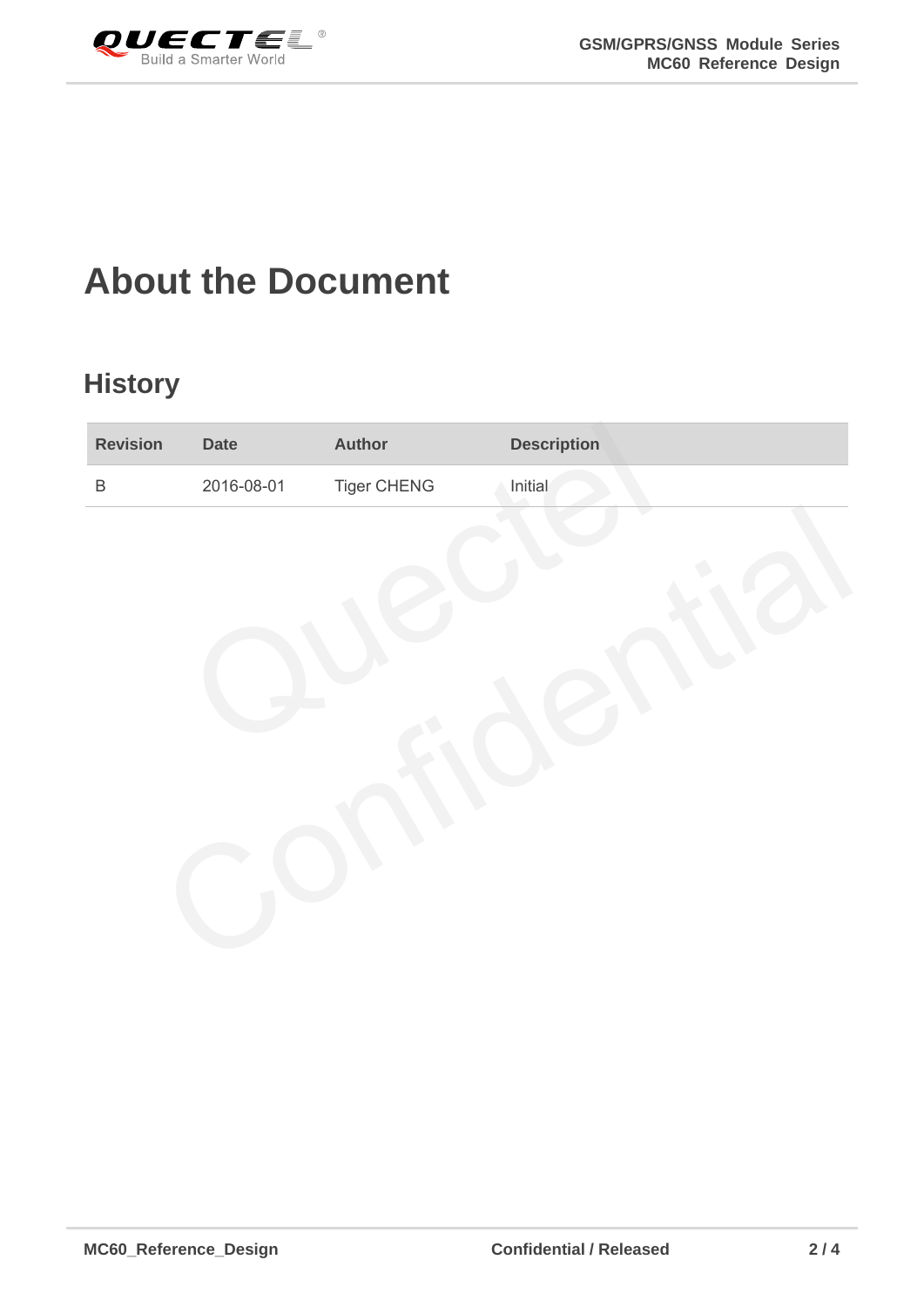# About the Document

## History

| Revision | Date | Author | Description |
| --- | --- | --- | --- |
| B | 2016-08-01 | Tiger CHENG | Initial |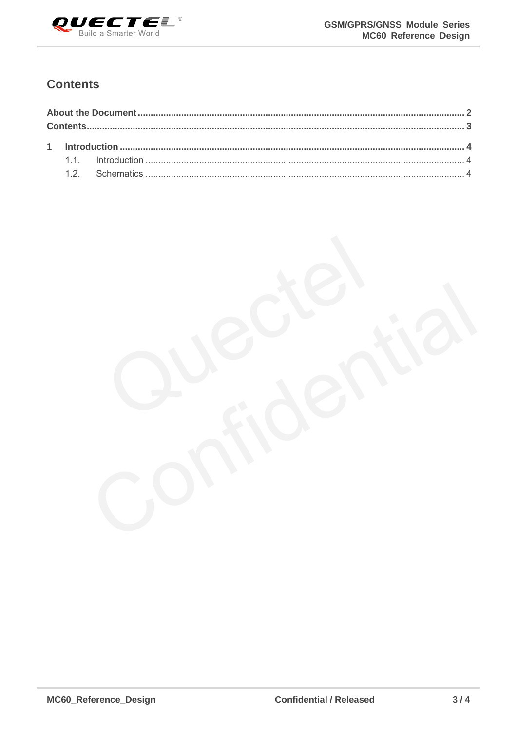# Contents

**About the Document** ........................................................................................................................ **2**

**Contents**.......................................................................................................................................... **3**

**1 Introduction** .................................................................................................................................. **4**

- 1.1. Introduction ........................................................................................................................ 4
- 1.2. Schematics ........................................................................................................................ 4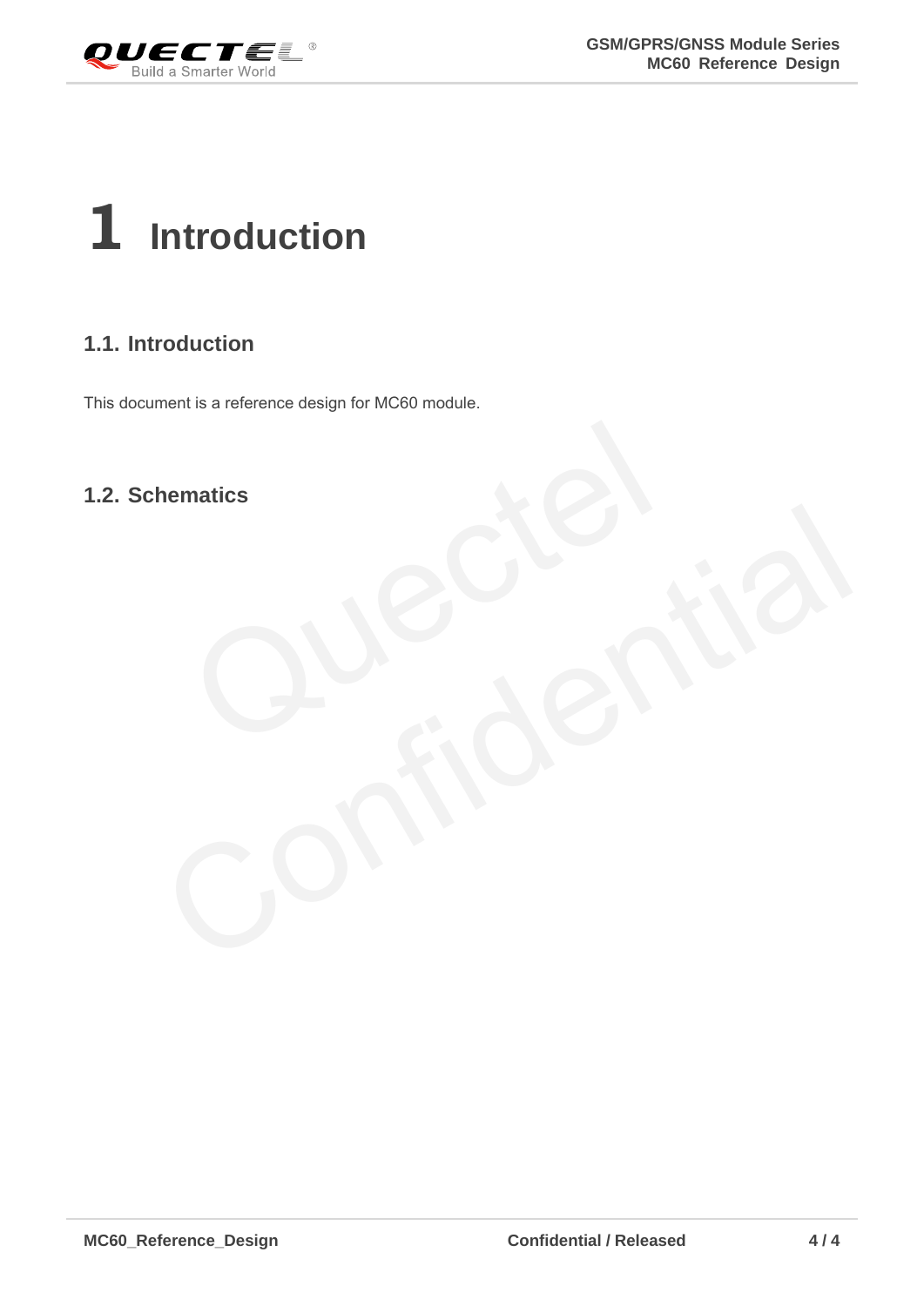# 1 Introduction

## 1.1. Introduction

This document is a reference design for MC60 module.

## 1.2. Schematics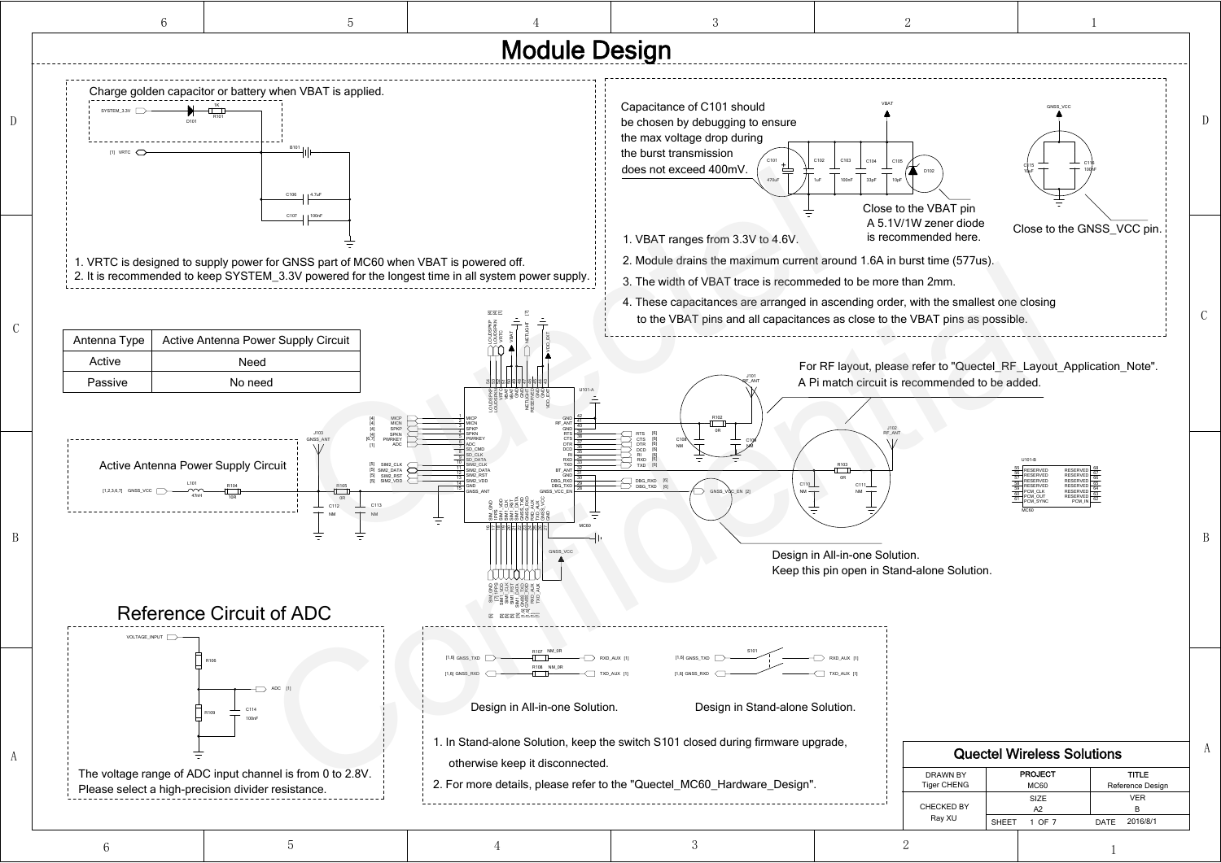# Module Design

Charge golden capacitor or battery when VBAT is applied.

1. VRTC is designed to supply power for GNSS part of MC60 when VBAT is powered off.
2. It is recommended to keep SYSTEM_3.3V powered for the longest time in all system power supply.

Capacitance of C101 should be chosen by debugging to ensure the max voltage drop during the burst transmission does not exceed 400mV.

Close to the VBAT pin
A 5.1V/1W zener diode is recommended here.

Close to the GNSS_VCC pin.

1. VBAT ranges from 3.3V to 4.6V.
2. Module drains the maximum current around 1.6A in burst time (577us).
3. The width of VBAT trace is recommeded to be more than 2mm.
4. These capacitances are arranged in ascending order, with the smallest one closing to the VBAT pins and all capacitances as close to the VBAT pins as possible.

| Antenna Type | Active Antenna Power Supply Circuit |
|---|---|
| Active | Need |
| Passive | No need |

For RF layout, please refer to "Quectel_RF_Layout_Application_Note".
A Pi match circuit is recommended to be added.

Active Antenna Power Supply Circuit

Design in All-in-one Solution.
Keep this pin open in Stand-alone Solution.

## Reference Circuit of ADC

The voltage range of ADC input channel is from 0 to 2.8V.
Please select a high-precision divider resistance.

Design in All-in-one Solution.

Design in Stand-alone Solution.

1. In Stand-alone Solution, keep the switch S101 closed during firmware upgrade, otherwise keep it disconnected.
2. For more details, please refer to the "Quectel_MC60_Hardware_Design".

| Quectel Wireless Solutions | | |
|---|---|---|
| DRAWN BY Tiger CHENG | PROJECT MC60 | TITLE Reference Design |
| CHECKED BY Ray XU | SIZE A2 | VER B |
| | SHEET 1 OF 7 | DATE 2016/8/1 |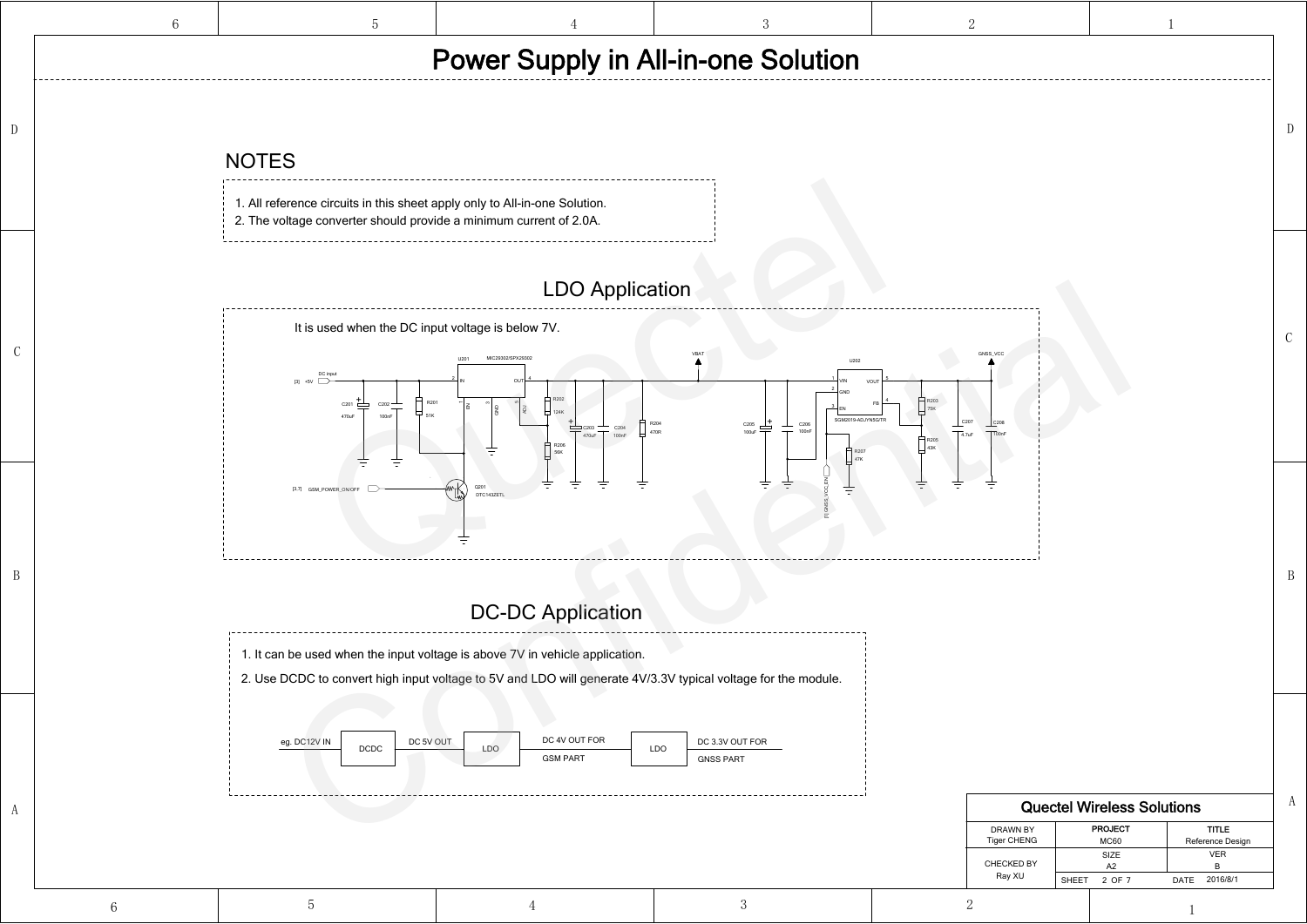# Power Supply in All-in-one Solution

## NOTES

1. All reference circuits in this sheet apply only to All-in-one Solution.
2. The voltage converter should provide a minimum current of 2.0A.

## LDO Application

It is used when the DC input voltage is below 7V.

U201 MIC29302/SPX29302

DC input [3] +5V

C201 470uF, C202 100nF, R201 51K, R202 124K, R206 56K, C203 470uF, C204 100nF, R204 470R

[3,7] GSM_POWER_ON/OFF

Q201 DTC143ZETL

VBAT

C205 100uF, C206 100nF

U202 SGM2019-ADJYN5G/TR

[7] GNSS_VCC_EN

R207 47K, R203 75K, R205 43K, C207 4.7uF, C208 100nF

GNSS_VCC

## DC-DC Application

1. It can be used when the input voltage is above 7V in vehicle application.
2. Use DCDC to convert high input voltage to 5V and LDO will generate 4V/3.3V typical voltage for the module.

eg. DC12V IN → DCDC → DC 5V OUT → LDO → DC 4V OUT FOR GSM PART → LDO → DC 3.3V OUT FOR GNSS PART

| Quectel Wireless Solutions | | |
|---|---|---|
| DRAWN BY Tiger CHENG | PROJECT MC60 | TITLE Reference Design |
| CHECKED BY Ray XU | SIZE A2 | VER B |
| | SHEET 2 OF 7 | DATE 2016/8/1 |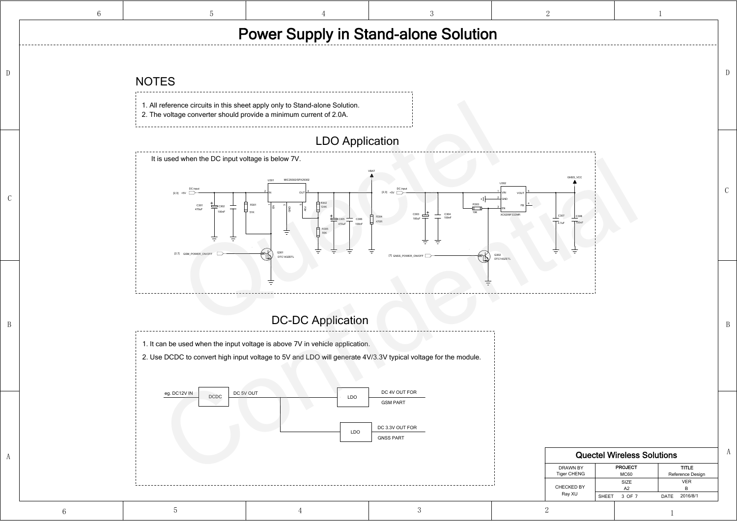# Power Supply in Stand-alone Solution

## NOTES

1. All reference circuits in this sheet apply only to Stand-alone Solution.
2. The voltage converter should provide a minimum current of 2.0A.

## LDO Application

It is used when the DC input voltage is below 7V.

[2,3] +5V DC input — C301 470uF, C302 100nF, R301 51K — U301 MIC29302/SPX29302 (IN, OUT, EN, GND, ADJ) — R302 124K, R305 36K, C305 470uF, C306 100nF, R304 470R — VBAT

[2,7] GSM_POWER_ON/OFF — Q301 DTC143ZETL

[2,3] +5V DC input — C303 100uF, C304 100nF, R303 10K — U302 XC6209F332MR (VIN, GND, EN, VOUT, FB) — C307 4.7uF, C308 100nF — GNSS_VCC

[7] GNSS_POWER_ON/OFF — Q302 DTC143ZETL

## DC-DC Application

1. It can be used when the input voltage is above 7V in vehicle application.
2. Use DCDC to convert high input voltage to 5V and LDO will generate 4V/3.3V typical voltage for the module.

eg. DC12V IN → DCDC → DC 5V OUT → LDO → DC 4V OUT FOR GSM PART

DC 5V OUT → LDO → DC 3.3V OUT FOR GNSS PART

| Quectel Wireless Solutions | | |
|---|---|---|
| DRAWN BY Tiger CHENG | PROJECT MC60 | TITLE Reference Design |
| CHECKED BY Ray XU | SIZE A2 | VER B |
| | SHEET 3 OF 7 | DATE 2016/8/1 |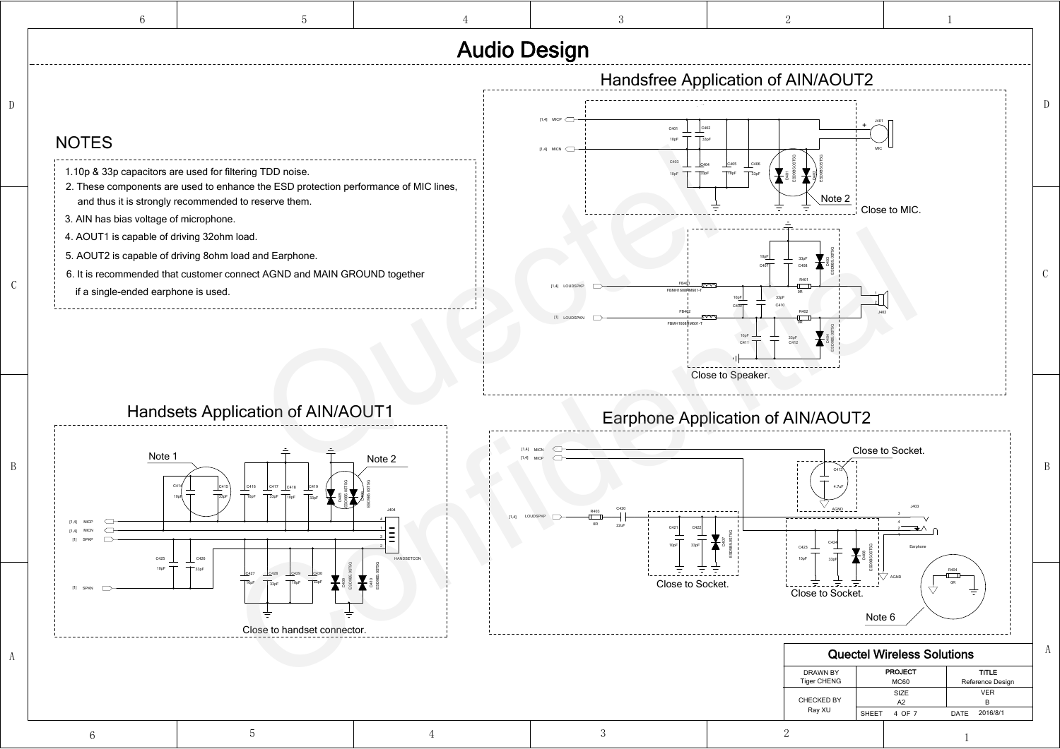# Audio Design

## NOTES

1. 10p & 33p capacitors are used for filtering TDD noise.
2. These components are used to enhance the ESD protection performance of MIC lines, and thus it is strongly recommended to reserve them.
3. AIN has bias voltage of microphone.
4. AOUT1 is capable of driving 32ohm load.
5. AOUT2 is capable of driving 8ohm load and Earphone.
6. It is recommended that customer connect AGND and MAIN GROUND together if a single-ended earphone is used.

## Handsfree Application of AIN/AOUT2

Note 2

Close to MIC.

Close to Speaker.

## Handsets Application of AIN/AOUT1

Note 1

Note 2

Close to handset connector.

## Earphone Application of AIN/AOUT2

Close to Socket.

Close to Socket.

Close to Socket.

Note 6

| Quectel Wireless Solutions | | |
|---|---|---|
| DRAWN BY<br>Tiger CHENG | PROJECT<br>MC60 | TITLE<br>Reference Design |
| CHECKED BY<br>Ray XU | SIZE<br>A2 | VER<br>B |
| | SHEET 4 OF 7 | DATE 2016/8/1 |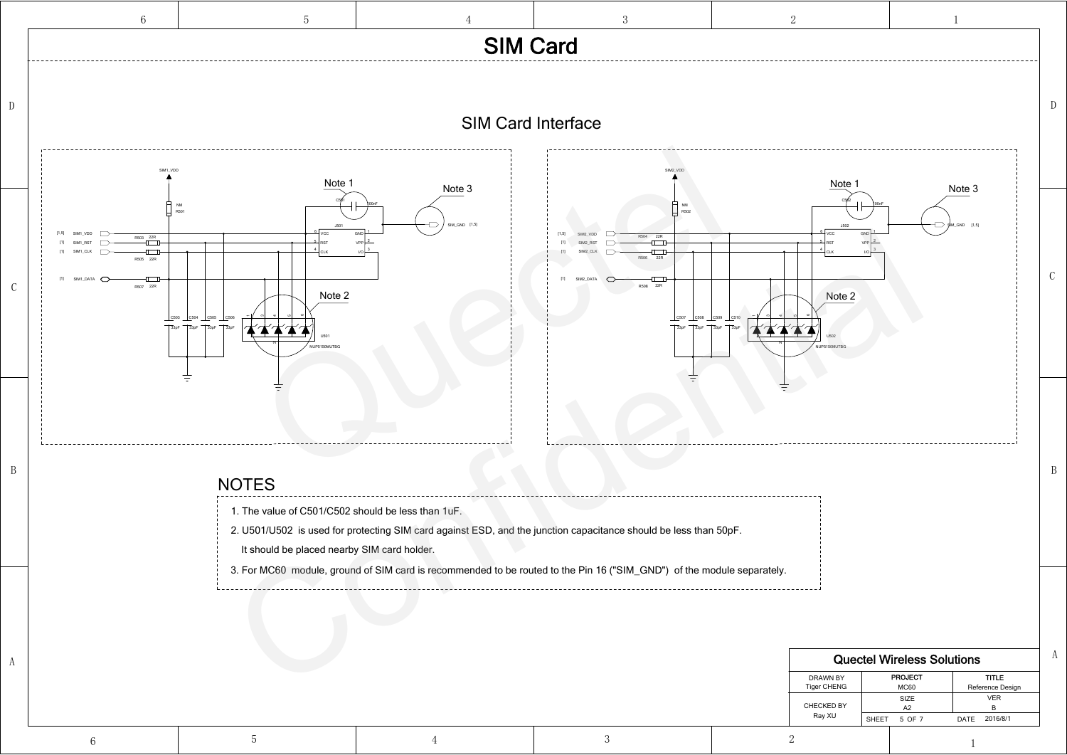# SIM Card

## SIM Card Interface

Note 1

Note 2

Note 3

Note 1

Note 2

Note 3

## NOTES

1. The value of C501/C502 should be less than 1uF.
2. U501/U502 is used for protecting SIM card against ESD, and the junction capacitance should be less than 50pF. It should be placed nearby SIM card holder.
3. For MC60 module, ground of SIM card is recommended to be routed to the Pin 16 ("SIM_GND") of the module separately.

| Quectel Wireless Solutions | | |
|---|---|---|
| DRAWN BY Tiger CHENG | PROJECT MC60 | TITLE Reference Design |
| CHECKED BY Ray XU | SIZE A2 | VER B |
| | SHEET 5 OF 7 | DATE 2016/8/1 |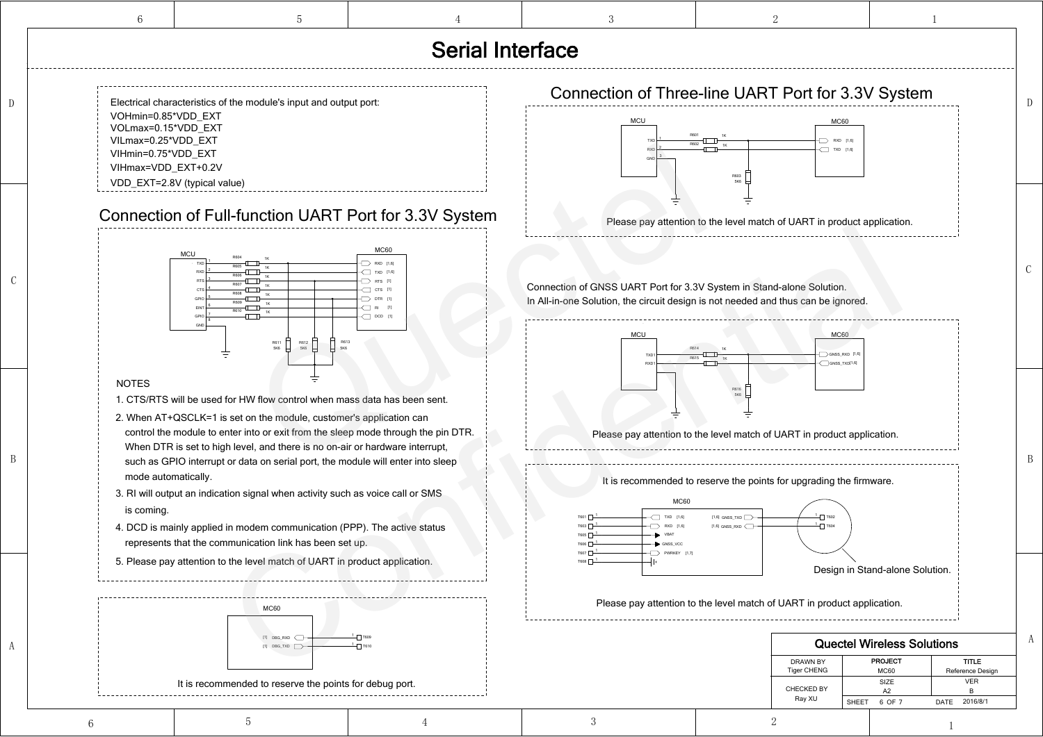# Serial Interface

Electrical characteristics of the module's input and output port:

VOHmin=0.85*VDD_EXT
VOLmax=0.15*VDD_EXT
VILmax=0.25*VDD_EXT
VIHmin=0.75*VDD_EXT
VIHmax=VDD_EXT+0.2V
VDD_EXT=2.8V (typical value)

## Connection of Full-function UART Port for 3.3V System

NOTES

1. CTS/RTS will be used for HW flow control when mass data has been sent.
2. When AT+QSCLK=1 is set on the module, customer's application can control the module to enter into or exit from the sleep mode through the pin DTR. When DTR is set to high level, and there is no on-air or hardware interrupt, such as GPIO interrupt or data on serial port, the module will enter into sleep mode automatically.
3. RI will output an indication signal when activity such as voice call or SMS is coming.
4. DCD is mainly applied in modem communication (PPP). The active status represents that the communication link has been set up.
5. Please pay attention to the level match of UART in product application.

It is recommended to reserve the points for debug port.

## Connection of Three-line UART Port for 3.3V System

Please pay attention to the level match of UART in product application.

Connection of GNSS UART Port for 3.3V System in Stand-alone Solution.
In All-in-one Solution, the circuit design is not needed and thus can be ignored.

Please pay attention to the level match of UART in product application.

It is recommended to reserve the points for upgrading the firmware.

Design in Stand-alone Solution.

Please pay attention to the level match of UART in product application.

| Quectel Wireless Solutions | | |
|---|---|---|
| DRAWN BY Tiger CHENG | PROJECT MC60 | TITLE Reference Design |
| CHECKED BY Ray XU | SIZE A2 | VER B |
| | SHEET 6 OF 7 | DATE 2016/8/1 |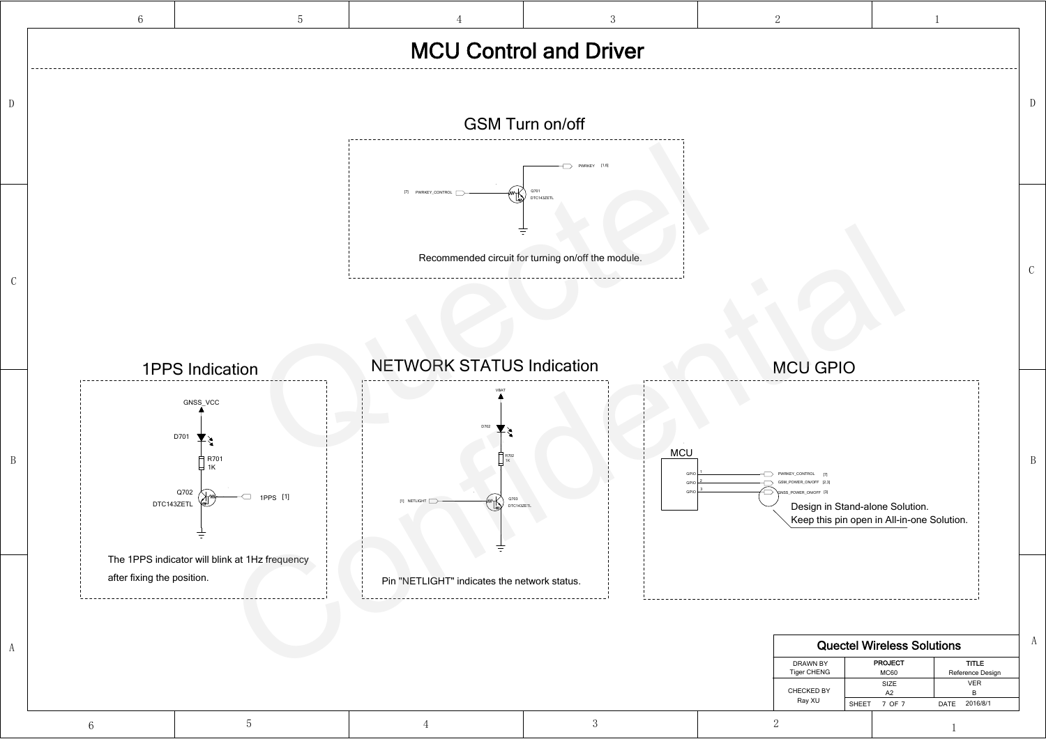# MCU Control and Driver

## GSM Turn on/off

[7] PWRKEY_CONTROL

Q701
DTC143ZETL

PWRKEY [1,6]

Recommended circuit for turning on/off the module.

## 1PPS Indication

GNSS_VCC

D701

R701
1K

Q702
DTC143ZETL

1PPS [1]

The 1PPS indicator will blink at 1Hz frequency after fixing the position.

## NETWORK STATUS Indication

VBAT

D702

R702
1K

[1] NETLIGHT

Q703
DTC143ZETL

Pin "NETLIGHT" indicates the network status.

## MCU GPIO

MCU

GPIO 1 — PWRKEY_CONTROL [7]
GPIO 2 — GSM_POWER_ON/OFF [2,3]
GPIO 3 — GNSS_POWER_ON/OFF [3]

Design in Stand-alone Solution.
Keep this pin open in All-in-one Solution.

Quectel Confidential

| Quectel Wireless Solutions | | |
| --- | --- | --- |
| DRAWN BY Tiger CHENG | PROJECT MC60 | TITLE Reference Design |
| CHECKED BY Ray XU | SIZE A2 | VER B |
| | SHEET 7 OF 7 | DATE 2016/8/1 |